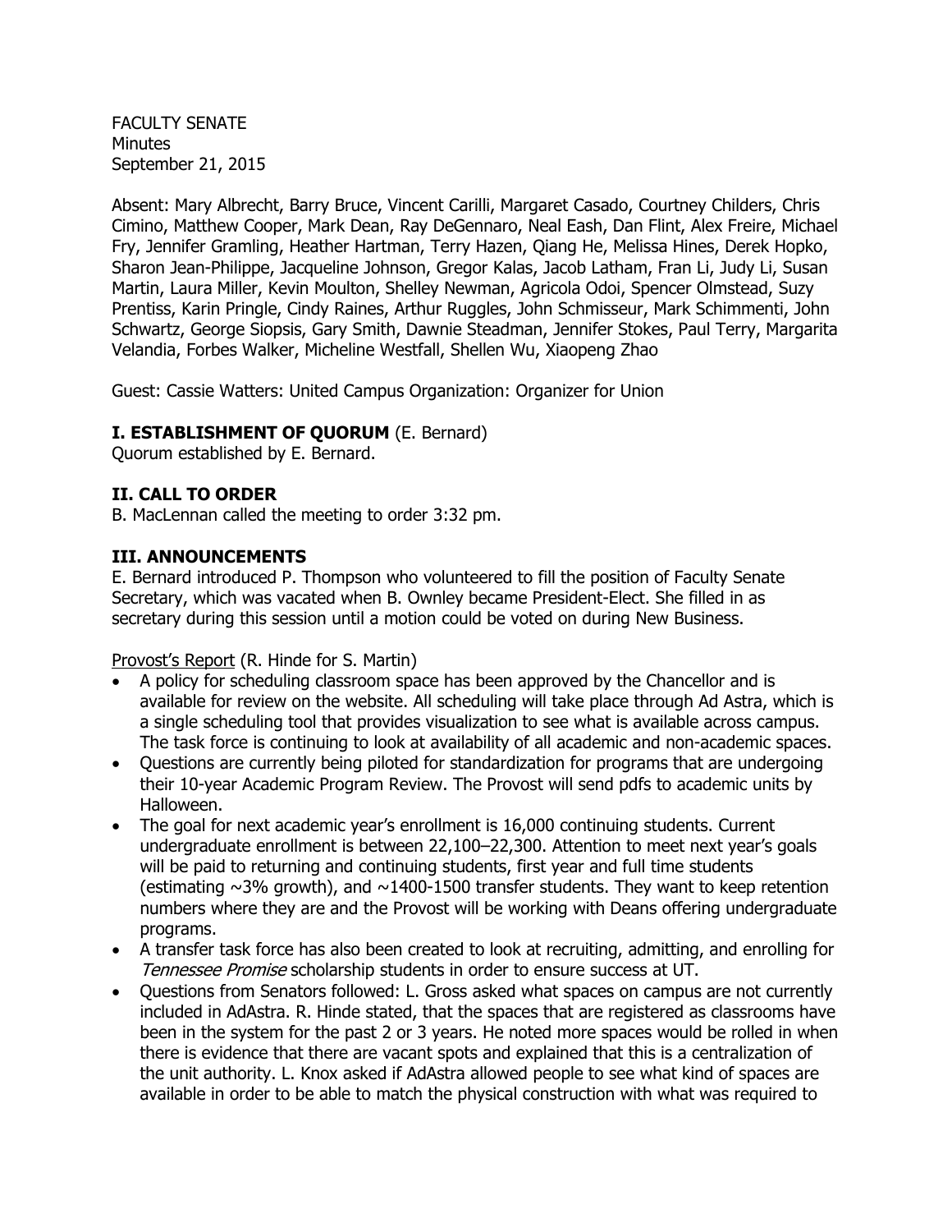FACULTY SENATE
Minutes
September 21, 2015

Absent: Mary Albrecht, Barry Bruce, Vincent Carilli, Margaret Casado, Courtney Childers, Chris Cimino, Matthew Cooper, Mark Dean, Ray DeGennaro, Neal Eash, Dan Flint, Alex Freire, Michael Fry, Jennifer Gramling, Heather Hartman, Terry Hazen, Qiang He, Melissa Hines, Derek Hopko, Sharon Jean-Philippe, Jacqueline Johnson, Gregor Kalas, Jacob Latham, Fran Li, Judy Li, Susan Martin, Laura Miller, Kevin Moulton, Shelley Newman, Agricola Odoi, Spencer Olmstead, Suzy Prentiss, Karin Pringle, Cindy Raines, Arthur Ruggles, John Schmisseur, Mark Schimmenti, John Schwartz, George Siopsis, Gary Smith, Dawnie Steadman, Jennifer Stokes, Paul Terry, Margarita Velandia, Forbes Walker, Micheline Westfall, Shellen Wu, Xiaopeng Zhao

Guest: Cassie Watters: United Campus Organization: Organizer for Union

## I. ESTABLISHMENT OF QUORUM (E. Bernard)

Quorum established by E. Bernard.

## II. CALL TO ORDER

B. MacLennan called the meeting to order 3:32 pm.

## III. ANNOUNCEMENTS

E. Bernard introduced P. Thompson who volunteered to fill the position of Faculty Senate Secretary, which was vacated when B. Ownley became President-Elect. She filled in as secretary during this session until a motion could be voted on during New Business.

Provost's Report (R. Hinde for S. Martin)

- A policy for scheduling classroom space has been approved by the Chancellor and is available for review on the website. All scheduling will take place through Ad Astra, which is a single scheduling tool that provides visualization to see what is available across campus. The task force is continuing to look at availability of all academic and non-academic spaces.
- Questions are currently being piloted for standardization for programs that are undergoing their 10-year Academic Program Review. The Provost will send pdfs to academic units by Halloween.
- The goal for next academic year's enrollment is 16,000 continuing students. Current undergraduate enrollment is between 22,100–22,300. Attention to meet next year's goals will be paid to returning and continuing students, first year and full time students (estimating ~3% growth), and ~1400-1500 transfer students. They want to keep retention numbers where they are and the Provost will be working with Deans offering undergraduate programs.
- A transfer task force has also been created to look at recruiting, admitting, and enrolling for *Tennessee Promise* scholarship students in order to ensure success at UT.
- Questions from Senators followed: L. Gross asked what spaces on campus are not currently included in AdAstra. R. Hinde stated, that the spaces that are registered as classrooms have been in the system for the past 2 or 3 years. He noted more spaces would be rolled in when there is evidence that there are vacant spots and explained that this is a centralization of the unit authority. L. Knox asked if AdAstra allowed people to see what kind of spaces are available in order to be able to match the physical construction with what was required to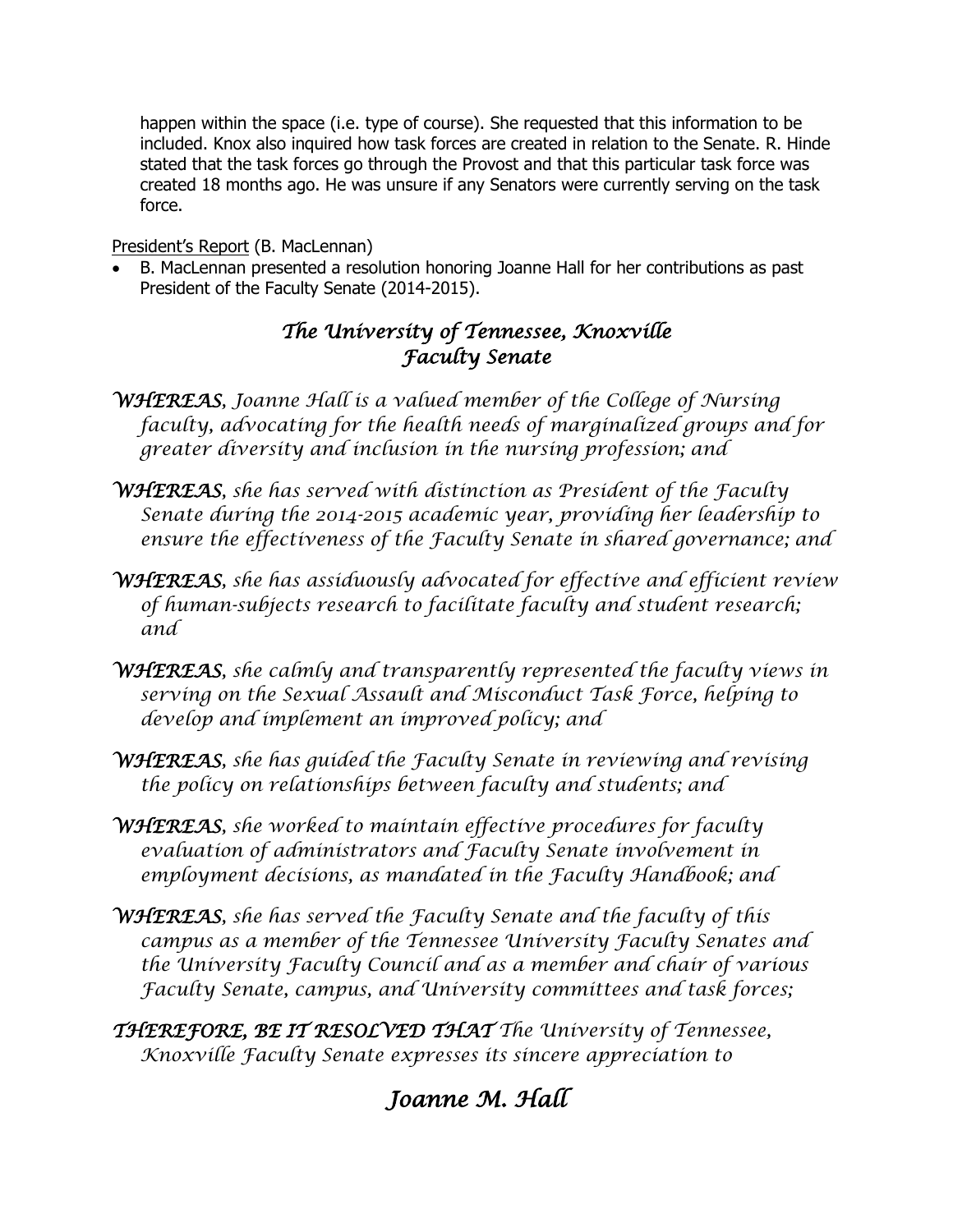happen within the space (i.e. type of course). She requested that this information to be included. Knox also inquired how task forces are created in relation to the Senate. R. Hinde stated that the task forces go through the Provost and that this particular task force was created 18 months ago. He was unsure if any Senators were currently serving on the task force.

President's Report (B. MacLennan)

- B. MacLennan presented a resolution honoring Joanne Hall for her contributions as past President of the Faculty Senate (2014-2015).

## *The University of Tennessee, Knoxville*
## *Faculty Senate*

***WHEREAS***, *Joanne Hall is a valued member of the College of Nursing faculty, advocating for the health needs of marginalized groups and for greater diversity and inclusion in the nursing profession; and*

***WHEREAS***, *she has served with distinction as President of the Faculty Senate during the 2014-2015 academic year, providing her leadership to ensure the effectiveness of the Faculty Senate in shared governance; and*

***WHEREAS***, *she has assiduously advocated for effective and efficient review of human-subjects research to facilitate faculty and student research; and*

***WHEREAS***, *she calmly and transparently represented the faculty views in serving on the Sexual Assault and Misconduct Task Force, helping to develop and implement an improved policy; and*

***WHEREAS***, *she has guided the Faculty Senate in reviewing and revising the policy on relationships between faculty and students; and*

***WHEREAS***, *she worked to maintain effective procedures for faculty evaluation of administrators and Faculty Senate involvement in employment decisions, as mandated in the Faculty Handbook; and*

***WHEREAS***, *she has served the Faculty Senate and the faculty of this campus as a member of the Tennessee University Faculty Senates and the University Faculty Council and as a member and chair of various Faculty Senate, campus, and University committees and task forces;*

***THEREFORE, BE IT RESOLVED THAT*** *The University of Tennessee, Knoxville Faculty Senate expresses its sincere appreciation to*

## *Joanne M. Hall*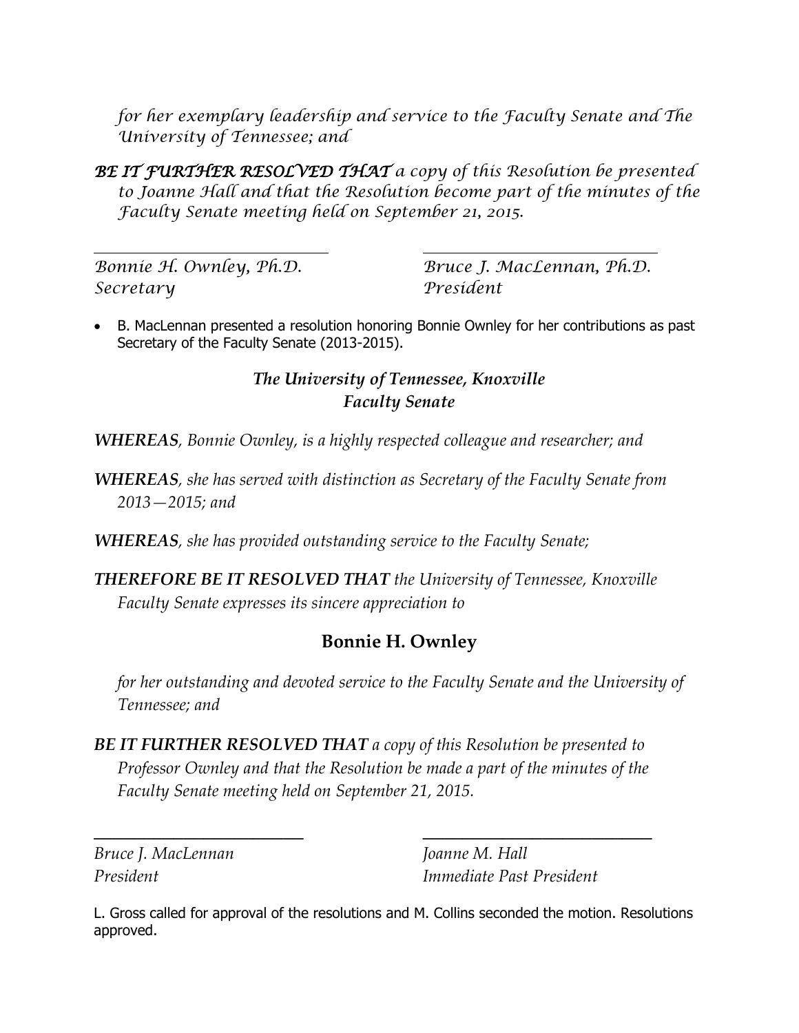*for her exemplary leadership and service to the Faculty Senate and The University of Tennessee; and*

***BE IT FURTHER RESOLVED THAT** a copy of this Resolution be presented to Joanne Hall and that the Resolution become part of the minutes of the Faculty Senate meeting held on September 21, 2015.*

| | |
|---|---|
| *Bonnie H. Ownley, Ph.D.* | *Bruce J. MacLennan, Ph.D.* |
| *Secretary* | *President* |

- B. MacLennan presented a resolution honoring Bonnie Ownley for her contributions as past Secretary of the Faculty Senate (2013-2015).

***The University of Tennessee, Knoxville***
***Faculty Senate***

***WHEREAS**, Bonnie Ownley, is a highly respected colleague and researcher; and*

***WHEREAS**, she has served with distinction as Secretary of the Faculty Senate from 2013—2015; and*

***WHEREAS**, she has provided outstanding service to the Faculty Senate;*

***THEREFORE BE IT RESOLVED THAT** the University of Tennessee, Knoxville Faculty Senate expresses its sincere appreciation to*

## Bonnie H. Ownley

*for her outstanding and devoted service to the Faculty Senate and the University of Tennessee; and*

***BE IT FURTHER RESOLVED THAT** a copy of this Resolution be presented to Professor Ownley and that the Resolution be made a part of the minutes of the Faculty Senate meeting held on September 21, 2015.*

| | |
|---|---|
| *Bruce J. MacLennan* | *Joanne M. Hall* |
| *President* | *Immediate Past President* |

L. Gross called for approval of the resolutions and M. Collins seconded the motion. Resolutions approved.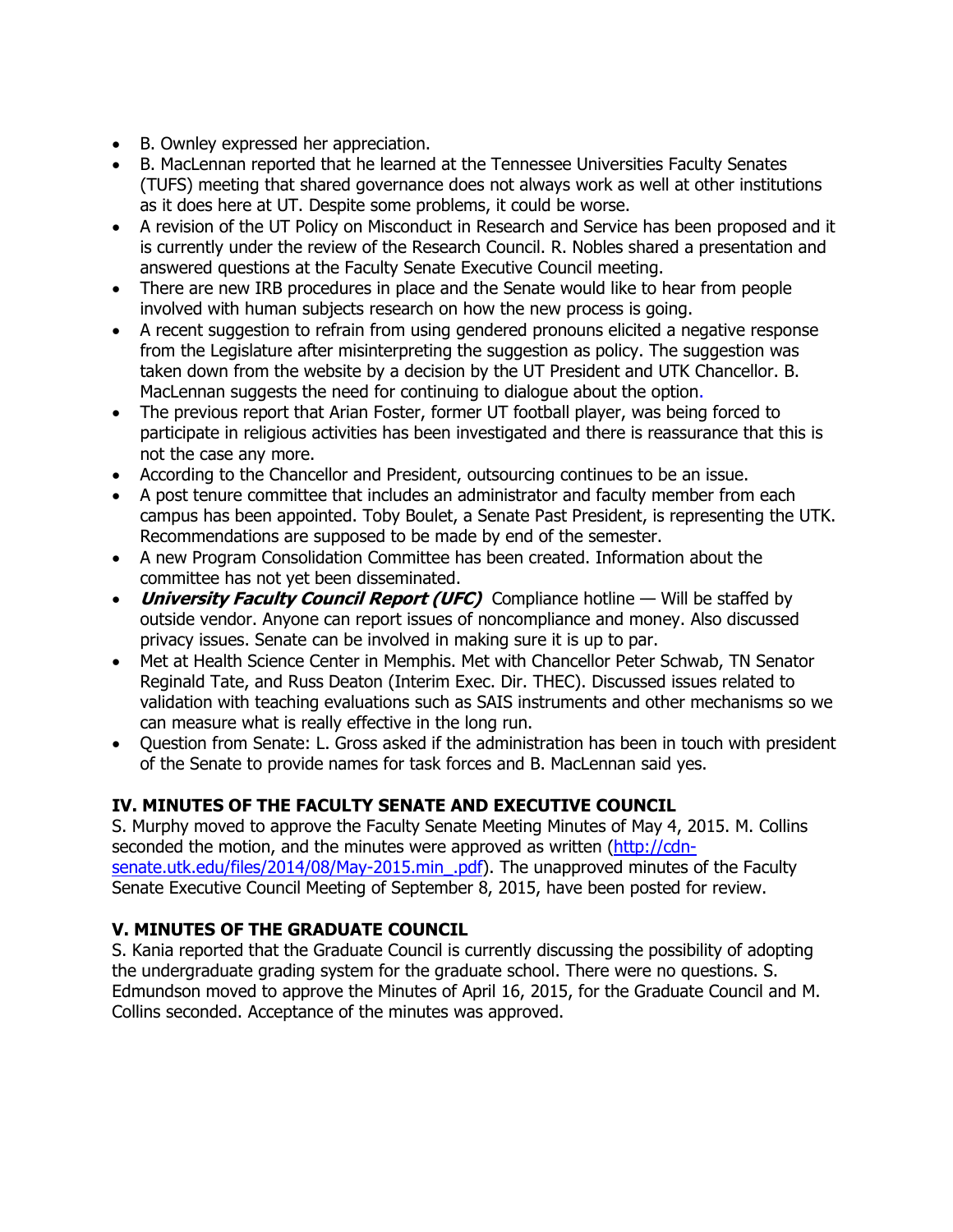- B. Ownley expressed her appreciation.
- B. MacLennan reported that he learned at the Tennessee Universities Faculty Senates (TUFS) meeting that shared governance does not always work as well at other institutions as it does here at UT. Despite some problems, it could be worse.
- A revision of the UT Policy on Misconduct in Research and Service has been proposed and it is currently under the review of the Research Council. R. Nobles shared a presentation and answered questions at the Faculty Senate Executive Council meeting.
- There are new IRB procedures in place and the Senate would like to hear from people involved with human subjects research on how the new process is going.
- A recent suggestion to refrain from using gendered pronouns elicited a negative response from the Legislature after misinterpreting the suggestion as policy. The suggestion was taken down from the website by a decision by the UT President and UTK Chancellor. B. MacLennan suggests the need for continuing to dialogue about the option.
- The previous report that Arian Foster, former UT football player, was being forced to participate in religious activities has been investigated and there is reassurance that this is not the case any more.
- According to the Chancellor and President, outsourcing continues to be an issue.
- A post tenure committee that includes an administrator and faculty member from each campus has been appointed. Toby Boulet, a Senate Past President, is representing the UTK. Recommendations are supposed to be made by end of the semester.
- A new Program Consolidation Committee has been created. Information about the committee has not yet been disseminated.
- ***University Faculty Council Report (UFC)*** Compliance hotline — Will be staffed by outside vendor. Anyone can report issues of noncompliance and money. Also discussed privacy issues. Senate can be involved in making sure it is up to par.
- Met at Health Science Center in Memphis. Met with Chancellor Peter Schwab, TN Senator Reginald Tate, and Russ Deaton (Interim Exec. Dir. THEC). Discussed issues related to validation with teaching evaluations such as SAIS instruments and other mechanisms so we can measure what is really effective in the long run.
- Question from Senate: L. Gross asked if the administration has been in touch with president of the Senate to provide names for task forces and B. MacLennan said yes.

**IV. MINUTES OF THE FACULTY SENATE AND EXECUTIVE COUNCIL**

S. Murphy moved to approve the Faculty Senate Meeting Minutes of May 4, 2015. M. Collins seconded the motion, and the minutes were approved as written (http://cdn-senate.utk.edu/files/2014/08/May-2015.min_.pdf). The unapproved minutes of the Faculty Senate Executive Council Meeting of September 8, 2015, have been posted for review.

**V. MINUTES OF THE GRADUATE COUNCIL**

S. Kania reported that the Graduate Council is currently discussing the possibility of adopting the undergraduate grading system for the graduate school. There were no questions. S. Edmundson moved to approve the Minutes of April 16, 2015, for the Graduate Council and M. Collins seconded. Acceptance of the minutes was approved.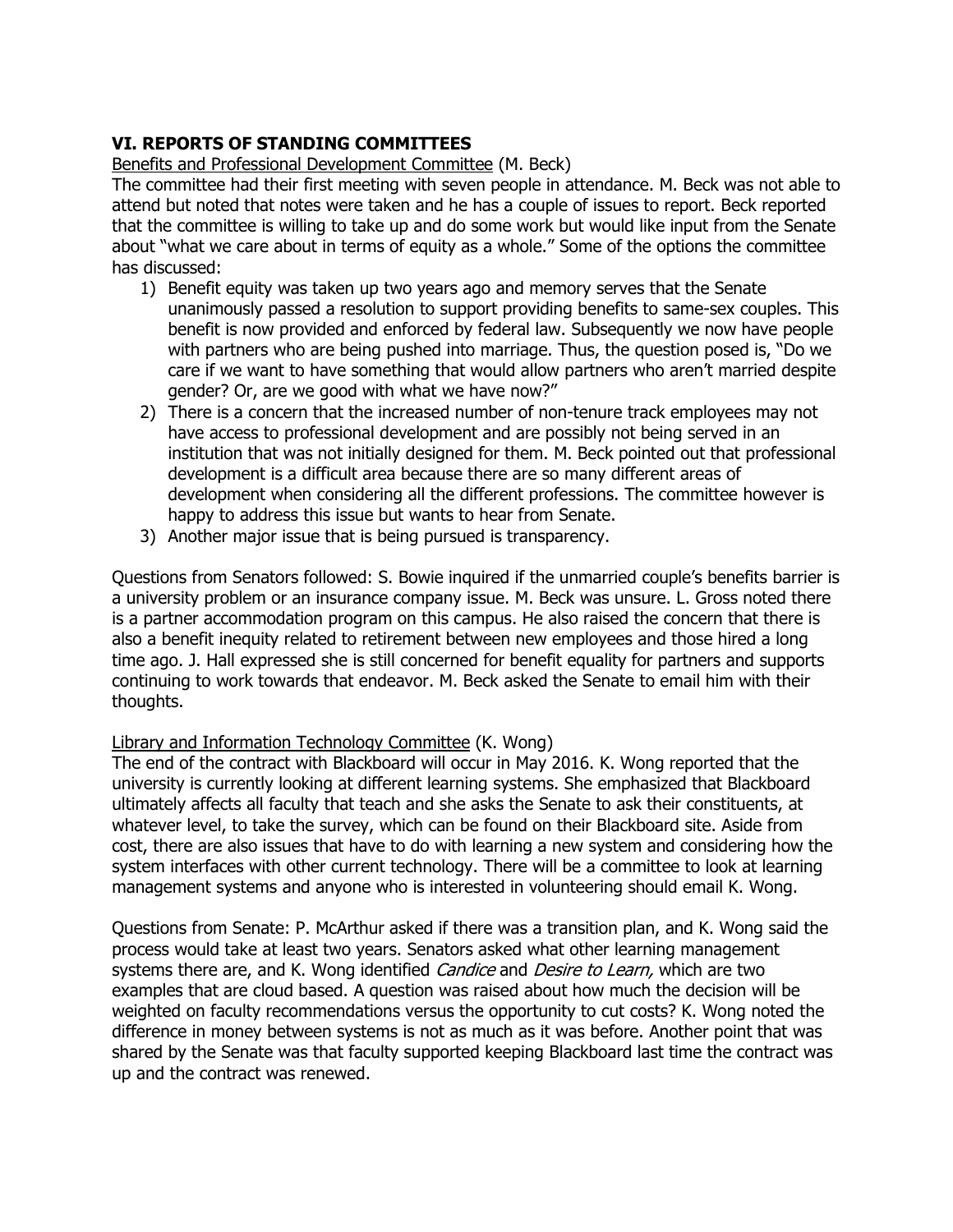## VI. REPORTS OF STANDING COMMITTEES

Benefits and Professional Development Committee (M. Beck)

The committee had their first meeting with seven people in attendance. M. Beck was not able to attend but noted that notes were taken and he has a couple of issues to report. Beck reported that the committee is willing to take up and do some work but would like input from the Senate about "what we care about in terms of equity as a whole." Some of the options the committee has discussed:

1) Benefit equity was taken up two years ago and memory serves that the Senate unanimously passed a resolution to support providing benefits to same-sex couples. This benefit is now provided and enforced by federal law. Subsequently we now have people with partners who are being pushed into marriage. Thus, the question posed is, "Do we care if we want to have something that would allow partners who aren't married despite gender? Or, are we good with what we have now?"
2) There is a concern that the increased number of non-tenure track employees may not have access to professional development and are possibly not being served in an institution that was not initially designed for them. M. Beck pointed out that professional development is a difficult area because there are so many different areas of development when considering all the different professions. The committee however is happy to address this issue but wants to hear from Senate.
3) Another major issue that is being pursued is transparency.

Questions from Senators followed: S. Bowie inquired if the unmarried couple's benefits barrier is a university problem or an insurance company issue. M. Beck was unsure. L. Gross noted there is a partner accommodation program on this campus. He also raised the concern that there is also a benefit inequity related to retirement between new employees and those hired a long time ago. J. Hall expressed she is still concerned for benefit equality for partners and supports continuing to work towards that endeavor. M. Beck asked the Senate to email him with their thoughts.

Library and Information Technology Committee (K. Wong)

The end of the contract with Blackboard will occur in May 2016. K. Wong reported that the university is currently looking at different learning systems. She emphasized that Blackboard ultimately affects all faculty that teach and she asks the Senate to ask their constituents, at whatever level, to take the survey, which can be found on their Blackboard site. Aside from cost, there are also issues that have to do with learning a new system and considering how the system interfaces with other current technology. There will be a committee to look at learning management systems and anyone who is interested in volunteering should email K. Wong.

Questions from Senate: P. McArthur asked if there was a transition plan, and K. Wong said the process would take at least two years. Senators asked what other learning management systems there are, and K. Wong identified *Candice* and *Desire to Learn,* which are two examples that are cloud based. A question was raised about how much the decision will be weighted on faculty recommendations versus the opportunity to cut costs? K. Wong noted the difference in money between systems is not as much as it was before. Another point that was shared by the Senate was that faculty supported keeping Blackboard last time the contract was up and the contract was renewed.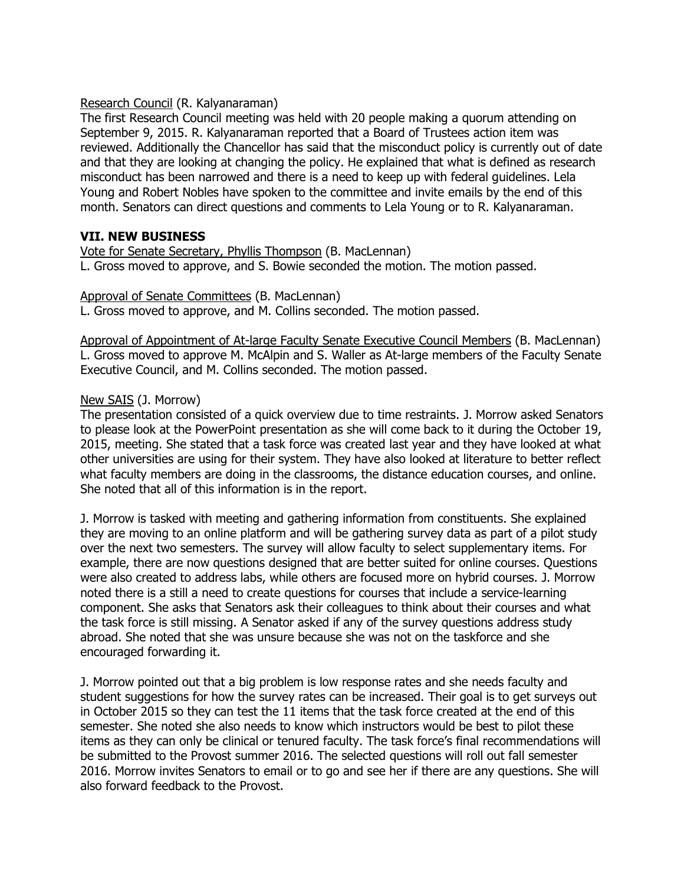Research Council (R. Kalyanaraman)
The first Research Council meeting was held with 20 people making a quorum attending on September 9, 2015. R. Kalyanaraman reported that a Board of Trustees action item was reviewed. Additionally the Chancellor has said that the misconduct policy is currently out of date and that they are looking at changing the policy. He explained that what is defined as research misconduct has been narrowed and there is a need to keep up with federal guidelines. Lela Young and Robert Nobles have spoken to the committee and invite emails by the end of this month. Senators can direct questions and comments to Lela Young or to R. Kalyanaraman.

## VII. NEW BUSINESS

Vote for Senate Secretary, Phyllis Thompson (B. MacLennan)
L. Gross moved to approve, and S. Bowie seconded the motion. The motion passed.

Approval of Senate Committees (B. MacLennan)
L. Gross moved to approve, and M. Collins seconded. The motion passed.

Approval of Appointment of At-large Faculty Senate Executive Council Members (B. MacLennan)
L. Gross moved to approve M. McAlpin and S. Waller as At-large members of the Faculty Senate Executive Council, and M. Collins seconded. The motion passed.

New SAIS (J. Morrow)
The presentation consisted of a quick overview due to time restraints. J. Morrow asked Senators to please look at the PowerPoint presentation as she will come back to it during the October 19, 2015, meeting. She stated that a task force was created last year and they have looked at what other universities are using for their system. They have also looked at literature to better reflect what faculty members are doing in the classrooms, the distance education courses, and online. She noted that all of this information is in the report.

J. Morrow is tasked with meeting and gathering information from constituents. She explained they are moving to an online platform and will be gathering survey data as part of a pilot study over the next two semesters. The survey will allow faculty to select supplementary items. For example, there are now questions designed that are better suited for online courses. Questions were also created to address labs, while others are focused more on hybrid courses. J. Morrow noted there is a still a need to create questions for courses that include a service-learning component. She asks that Senators ask their colleagues to think about their courses and what the task force is still missing. A Senator asked if any of the survey questions address study abroad. She noted that she was unsure because she was not on the taskforce and she encouraged forwarding it.

J. Morrow pointed out that a big problem is low response rates and she needs faculty and student suggestions for how the survey rates can be increased. Their goal is to get surveys out in October 2015 so they can test the 11 items that the task force created at the end of this semester. She noted she also needs to know which instructors would be best to pilot these items as they can only be clinical or tenured faculty. The task force's final recommendations will be submitted to the Provost summer 2016. The selected questions will roll out fall semester 2016. Morrow invites Senators to email or to go and see her if there are any questions. She will also forward feedback to the Provost.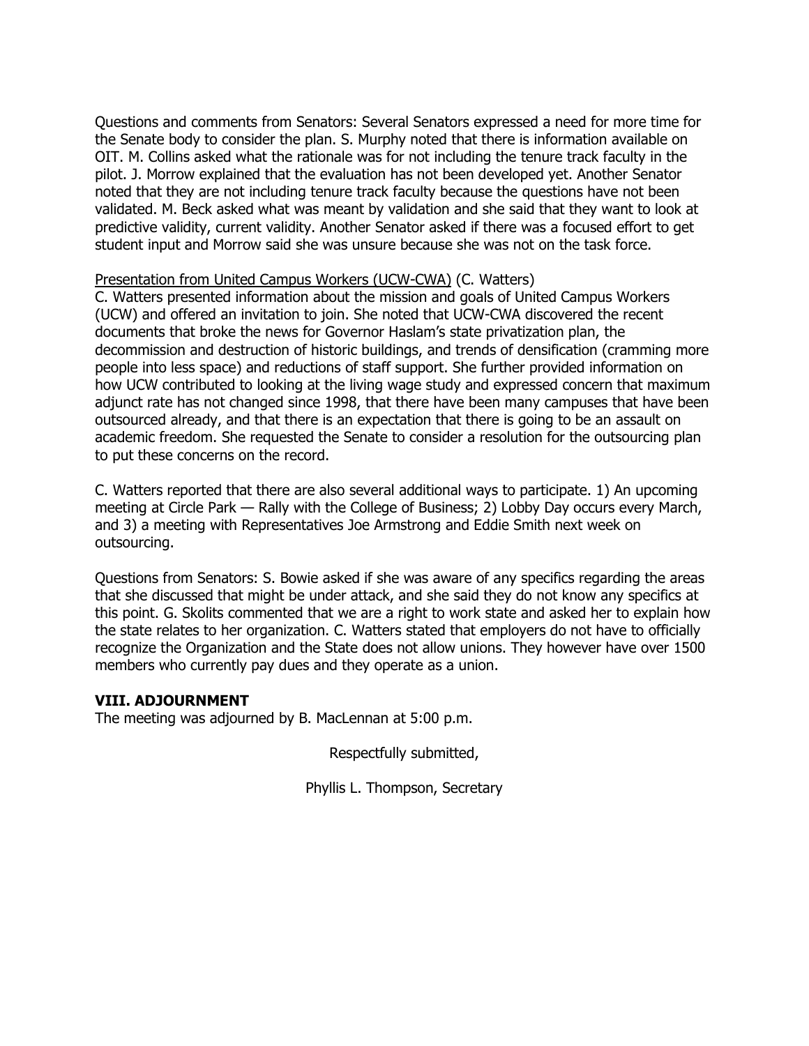Questions and comments from Senators: Several Senators expressed a need for more time for the Senate body to consider the plan. S. Murphy noted that there is information available on OIT. M. Collins asked what the rationale was for not including the tenure track faculty in the pilot. J. Morrow explained that the evaluation has not been developed yet. Another Senator noted that they are not including tenure track faculty because the questions have not been validated. M. Beck asked what was meant by validation and she said that they want to look at predictive validity, current validity. Another Senator asked if there was a focused effort to get student input and Morrow said she was unsure because she was not on the task force.

Presentation from United Campus Workers (UCW-CWA) (C. Watters)

C. Watters presented information about the mission and goals of United Campus Workers (UCW) and offered an invitation to join. She noted that UCW-CWA discovered the recent documents that broke the news for Governor Haslam's state privatization plan, the decommission and destruction of historic buildings, and trends of densification (cramming more people into less space) and reductions of staff support. She further provided information on how UCW contributed to looking at the living wage study and expressed concern that maximum adjunct rate has not changed since 1998, that there have been many campuses that have been outsourced already, and that there is an expectation that there is going to be an assault on academic freedom. She requested the Senate to consider a resolution for the outsourcing plan to put these concerns on the record.

C. Watters reported that there are also several additional ways to participate. 1) An upcoming meeting at Circle Park — Rally with the College of Business; 2) Lobby Day occurs every March, and 3) a meeting with Representatives Joe Armstrong and Eddie Smith next week on outsourcing.

Questions from Senators: S. Bowie asked if she was aware of any specifics regarding the areas that she discussed that might be under attack, and she said they do not know any specifics at this point. G. Skolits commented that we are a right to work state and asked her to explain how the state relates to her organization. C. Watters stated that employers do not have to officially recognize the Organization and the State does not allow unions. They however have over 1500 members who currently pay dues and they operate as a union.

**VIII. ADJOURNMENT**

The meeting was adjourned by B. MacLennan at 5:00 p.m.

Respectfully submitted,

Phyllis L. Thompson, Secretary